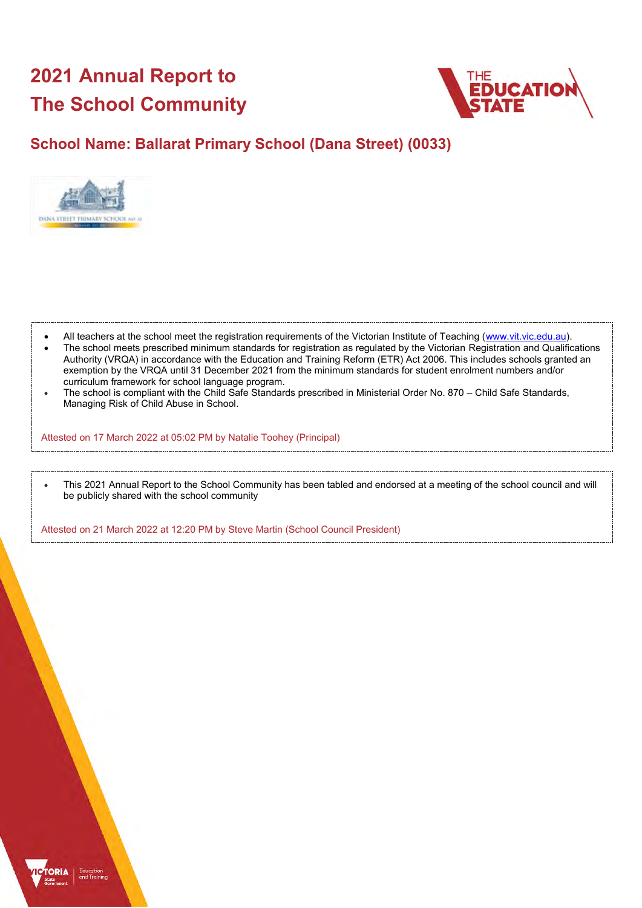# 2021 Annual Report to The School Community

## School Name: Ballarat Primary School (Dana Street) (0033)

- All teachers at the school meet the registration requirements of the Victorian Institute of Teaching (www.vit.vic.edu.au).
- The school meets prescribed minimum standards for registration as regulated by the Victorian Registration and Qualifications Authority (VRQA) in accordance with the Education and Training Reform (ETR) Act 2006. This includes schools granted an exemption by the VRQA until 31 December 2021 from the minimum standards for student enrolment numbers and/or curriculum framework for school language program.
- The school is compliant with the Child Safe Standards prescribed in Ministerial Order No. 870 – Child Safe Standards, Managing Risk of Child Abuse in School.

Attested on 17 March 2022 at 05:02 PM by Natalie Toohey (Principal)

- This 2021 Annual Report to the School Community has been tabled and endorsed at a meeting of the school council and will be publicly shared with the school community

Attested on 21 March 2022 at 12:20 PM by Steve Martin (School Council President)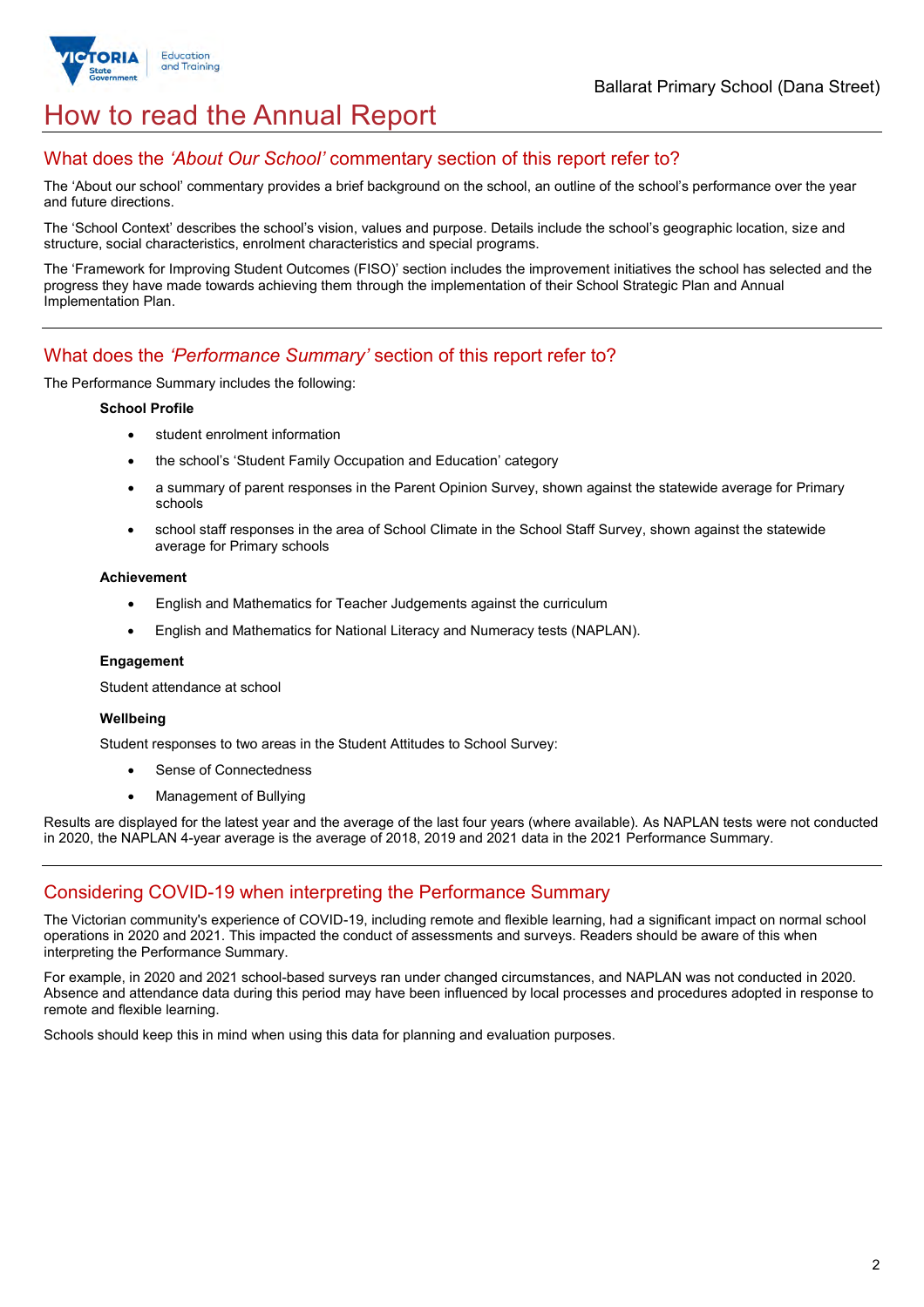# How to read the Annual Report

## What does the *'About Our School'* commentary section of this report refer to?

The 'About our school' commentary provides a brief background on the school, an outline of the school's performance over the year and future directions.

The 'School Context' describes the school's vision, values and purpose. Details include the school's geographic location, size and structure, social characteristics, enrolment characteristics and special programs.

The 'Framework for Improving Student Outcomes (FISO)' section includes the improvement initiatives the school has selected and the progress they have made towards achieving them through the implementation of their School Strategic Plan and Annual Implementation Plan.

## What does the *'Performance Summary'* section of this report refer to?

The Performance Summary includes the following:

**School Profile**

- student enrolment information
- the school's 'Student Family Occupation and Education' category
- a summary of parent responses in the Parent Opinion Survey, shown against the statewide average for Primary schools
- school staff responses in the area of School Climate in the School Staff Survey, shown against the statewide average for Primary schools

**Achievement**

- English and Mathematics for Teacher Judgements against the curriculum
- English and Mathematics for National Literacy and Numeracy tests (NAPLAN).

**Engagement**

Student attendance at school

**Wellbeing**

Student responses to two areas in the Student Attitudes to School Survey:

- Sense of Connectedness
- Management of Bullying

Results are displayed for the latest year and the average of the last four years (where available). As NAPLAN tests were not conducted in 2020, the NAPLAN 4-year average is the average of 2018, 2019 and 2021 data in the 2021 Performance Summary.

## Considering COVID-19 when interpreting the Performance Summary

The Victorian community's experience of COVID-19, including remote and flexible learning, had a significant impact on normal school operations in 2020 and 2021. This impacted the conduct of assessments and surveys. Readers should be aware of this when interpreting the Performance Summary.

For example, in 2020 and 2021 school-based surveys ran under changed circumstances, and NAPLAN was not conducted in 2020. Absence and attendance data during this period may have been influenced by local processes and procedures adopted in response to remote and flexible learning.

Schools should keep this in mind when using this data for planning and evaluation purposes.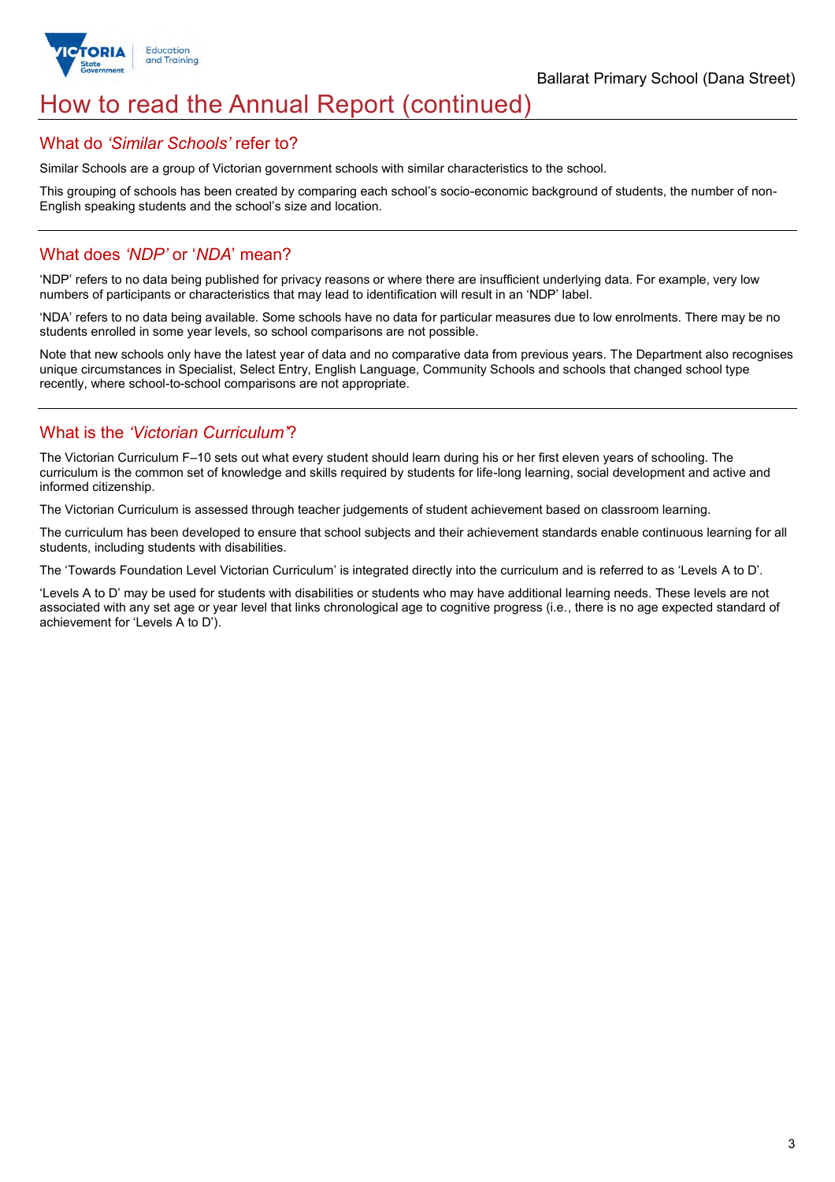# How to read the Annual Report (continued)

## What do *'Similar Schools'* refer to?

Similar Schools are a group of Victorian government schools with similar characteristics to the school.

This grouping of schools has been created by comparing each school's socio-economic background of students, the number of non-English speaking students and the school's size and location.

## What does *'NDP'* or '*NDA*' mean?

'NDP' refers to no data being published for privacy reasons or where there are insufficient underlying data. For example, very low numbers of participants or characteristics that may lead to identification will result in an 'NDP' label.

'NDA' refers to no data being available. Some schools have no data for particular measures due to low enrolments. There may be no students enrolled in some year levels, so school comparisons are not possible.

Note that new schools only have the latest year of data and no comparative data from previous years. The Department also recognises unique circumstances in Specialist, Select Entry, English Language, Community Schools and schools that changed school type recently, where school-to-school comparisons are not appropriate.

## What is the *'Victorian Curriculum'*?

The Victorian Curriculum F–10 sets out what every student should learn during his or her first eleven years of schooling. The curriculum is the common set of knowledge and skills required by students for life-long learning, social development and active and informed citizenship.

The Victorian Curriculum is assessed through teacher judgements of student achievement based on classroom learning.

The curriculum has been developed to ensure that school subjects and their achievement standards enable continuous learning for all students, including students with disabilities.

The 'Towards Foundation Level Victorian Curriculum' is integrated directly into the curriculum and is referred to as 'Levels A to D'.

'Levels A to D' may be used for students with disabilities or students who may have additional learning needs. These levels are not associated with any set age or year level that links chronological age to cognitive progress (i.e., there is no age expected standard of achievement for 'Levels A to D').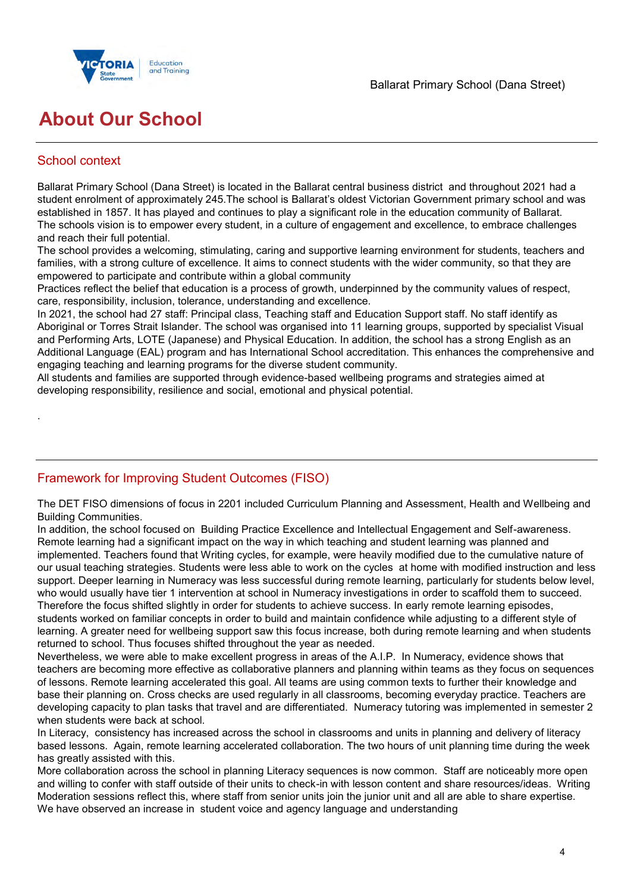# About Our School

## School context

Ballarat Primary School (Dana Street) is located in the Ballarat central business district and throughout 2021 had a student enrolment of approximately 245.The school is Ballarat's oldest Victorian Government primary school and was established in 1857. It has played and continues to play a significant role in the education community of Ballarat.
The schools vision is to empower every student, in a culture of engagement and excellence, to embrace challenges and reach their full potential.
The school provides a welcoming, stimulating, caring and supportive learning environment for students, teachers and families, with a strong culture of excellence. It aims to connect students with the wider community, so that they are empowered to participate and contribute within a global community
Practices reflect the belief that education is a process of growth, underpinned by the community values of respect, care, responsibility, inclusion, tolerance, understanding and excellence.
In 2021, the school had 27 staff: Principal class, Teaching staff and Education Support staff. No staff identify as Aboriginal or Torres Strait Islander. The school was organised into 11 learning groups, supported by specialist Visual and Performing Arts, LOTE (Japanese) and Physical Education. In addition, the school has a strong English as an Additional Language (EAL) program and has International School accreditation. This enhances the comprehensive and engaging teaching and learning programs for the diverse student community.
All students and families are supported through evidence-based wellbeing programs and strategies aimed at developing responsibility, resilience and social, emotional and physical potential.

.

## Framework for Improving Student Outcomes (FISO)

The DET FISO dimensions of focus in 2201 included Curriculum Planning and Assessment, Health and Wellbeing and Building Communities.
In addition, the school focused on Building Practice Excellence and Intellectual Engagement and Self-awareness.
Remote learning had a significant impact on the way in which teaching and student learning was planned and implemented. Teachers found that Writing cycles, for example, were heavily modified due to the cumulative nature of our usual teaching strategies. Students were less able to work on the cycles at home with modified instruction and less support. Deeper learning in Numeracy was less successful during remote learning, particularly for students below level, who would usually have tier 1 intervention at school in Numeracy investigations in order to scaffold them to succeed. Therefore the focus shifted slightly in order for students to achieve success. In early remote learning episodes, students worked on familiar concepts in order to build and maintain confidence while adjusting to a different style of learning. A greater need for wellbeing support saw this focus increase, both during remote learning and when students returned to school. Thus focuses shifted throughout the year as needed.
Nevertheless, we were able to make excellent progress in areas of the A.I.P. In Numeracy, evidence shows that teachers are becoming more effective as collaborative planners and planning within teams as they focus on sequences of lessons. Remote learning accelerated this goal. All teams are using common texts to further their knowledge and base their planning on. Cross checks are used regularly in all classrooms, becoming everyday practice. Teachers are developing capacity to plan tasks that travel and are differentiated. Numeracy tutoring was implemented in semester 2 when students were back at school.
In Literacy, consistency has increased across the school in classrooms and units in planning and delivery of literacy based lessons. Again, remote learning accelerated collaboration. The two hours of unit planning time during the week has greatly assisted with this.
More collaboration across the school in planning Literacy sequences is now common. Staff are noticeably more open and willing to confer with staff outside of their units to check-in with lesson content and share resources/ideas. Writing Moderation sessions reflect this, where staff from senior units join the junior unit and all are able to share expertise.
We have observed an increase in student voice and agency language and understanding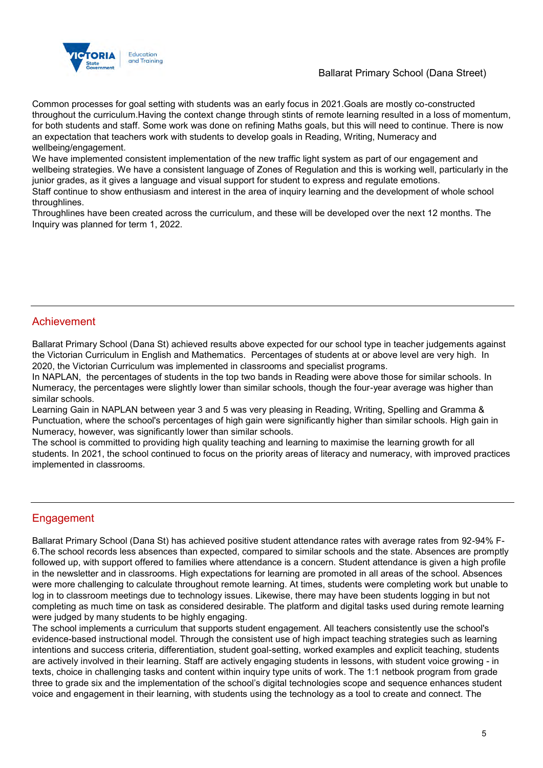Common processes for goal setting with students was an early focus in 2021.Goals are mostly co-constructed throughout the curriculum.Having the context change through stints of remote learning resulted in a loss of momentum, for both students and staff. Some work was done on refining Maths goals, but this will need to continue. There is now an expectation that teachers work with students to develop goals in Reading, Writing, Numeracy and wellbeing/engagement.
We have implemented consistent implementation of the new traffic light system as part of our engagement and wellbeing strategies. We have a consistent language of Zones of Regulation and this is working well, particularly in the junior grades, as it gives a language and visual support for student to express and regulate emotions.
Staff continue to show enthusiasm and interest in the area of inquiry learning and the development of whole school throughlines.
Throughlines have been created across the curriculum, and these will be developed over the next 12 months. The Inquiry was planned for term 1, 2022.

## Achievement

Ballarat Primary School (Dana St) achieved results above expected for our school type in teacher judgements against the Victorian Curriculum in English and Mathematics. Percentages of students at or above level are very high. In 2020, the Victorian Curriculum was implemented in classrooms and specialist programs.
In NAPLAN, the percentages of students in the top two bands in Reading were above those for similar schools. In Numeracy, the percentages were slightly lower than similar schools, though the four-year average was higher than similar schools.
Learning Gain in NAPLAN between year 3 and 5 was very pleasing in Reading, Writing, Spelling and Gramma & Punctuation, where the school's percentages of high gain were significantly higher than similar schools. High gain in Numeracy, however, was significantly lower than similar schools.
The school is committed to providing high quality teaching and learning to maximise the learning growth for all students. In 2021, the school continued to focus on the priority areas of literacy and numeracy, with improved practices implemented in classrooms.

## Engagement

Ballarat Primary School (Dana St) has achieved positive student attendance rates with average rates from 92-94% F-6.The school records less absences than expected, compared to similar schools and the state. Absences are promptly followed up, with support offered to families where attendance is a concern. Student attendance is given a high profile in the newsletter and in classrooms. High expectations for learning are promoted in all areas of the school. Absences were more challenging to calculate throughout remote learning. At times, students were completing work but unable to log in to classroom meetings due to technology issues. Likewise, there may have been students logging in but not completing as much time on task as considered desirable. The platform and digital tasks used during remote learning were judged by many students to be highly engaging.
The school implements a curriculum that supports student engagement. All teachers consistently use the school's evidence-based instructional model. Through the consistent use of high impact teaching strategies such as learning intentions and success criteria, differentiation, student goal-setting, worked examples and explicit teaching, students are actively involved in their learning. Staff are actively engaging students in lessons, with student voice growing - in texts, choice in challenging tasks and content within inquiry type units of work. The 1:1 netbook program from grade three to grade six and the implementation of the school's digital technologies scope and sequence enhances student voice and engagement in their learning, with students using the technology as a tool to create and connect. The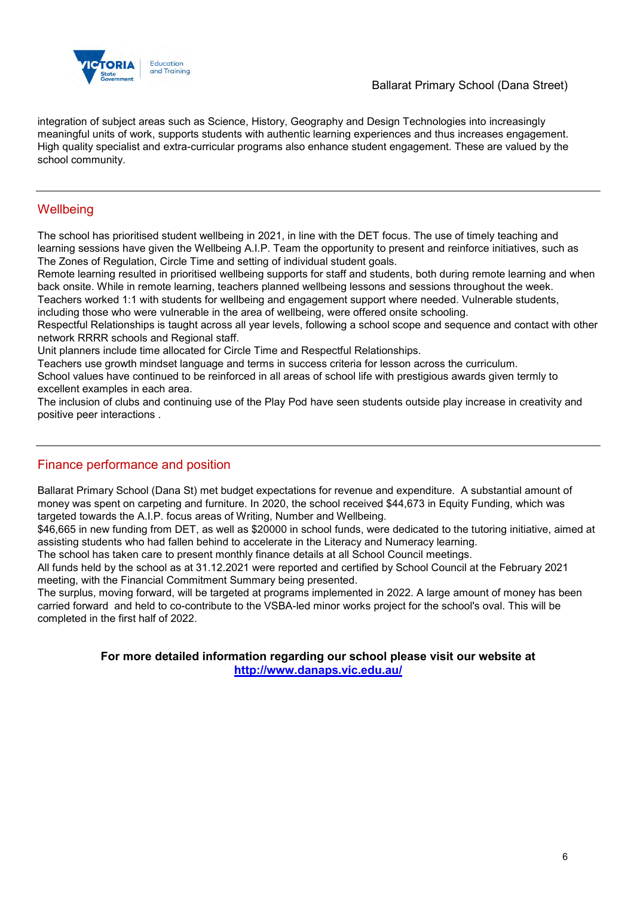integration of subject areas such as Science, History, Geography and Design Technologies into increasingly meaningful units of work, supports students with authentic learning experiences and thus increases engagement. High quality specialist and extra-curricular programs also enhance student engagement. These are valued by the school community.

## Wellbeing

The school has prioritised student wellbeing in 2021, in line with the DET focus. The use of timely teaching and learning sessions have given the Wellbeing A.I.P. Team the opportunity to present and reinforce initiatives, such as The Zones of Regulation, Circle Time and setting of individual student goals.
Remote learning resulted in prioritised wellbeing supports for staff and students, both during remote learning and when back onsite. While in remote learning, teachers planned wellbeing lessons and sessions throughout the week.
Teachers worked 1:1 with students for wellbeing and engagement support where needed. Vulnerable students, including those who were vulnerable in the area of wellbeing, were offered onsite schooling.
Respectful Relationships is taught across all year levels, following a school scope and sequence and contact with other network RRRR schools and Regional staff.
Unit planners include time allocated for Circle Time and Respectful Relationships.
Teachers use growth mindset language and terms in success criteria for lesson across the curriculum.
School values have continued to be reinforced in all areas of school life with prestigious awards given termly to excellent examples in each area.
The inclusion of clubs and continuing use of the Play Pod have seen students outside play increase in creativity and positive peer interactions .

## Finance performance and position

Ballarat Primary School (Dana St) met budget expectations for revenue and expenditure. A substantial amount of money was spent on carpeting and furniture. In 2020, the school received $44,673 in Equity Funding, which was targeted towards the A.I.P. focus areas of Writing, Number and Wellbeing.
$46,665 in new funding from DET, as well as $20000 in school funds, were dedicated to the tutoring initiative, aimed at assisting students who had fallen behind to accelerate in the Literacy and Numeracy learning.
The school has taken care to present monthly finance details at all School Council meetings.
All funds held by the school as at 31.12.2021 were reported and certified by School Council at the February 2021 meeting, with the Financial Commitment Summary being presented.
The surplus, moving forward, will be targeted at programs implemented in 2022. A large amount of money has been carried forward and held to co-contribute to the VSBA-led minor works project for the school's oval. This will be completed in the first half of 2022.

**For more detailed information regarding our school please visit our website at [http://www.danaps.vic.edu.au/](http://www.danaps.vic.edu.au/)**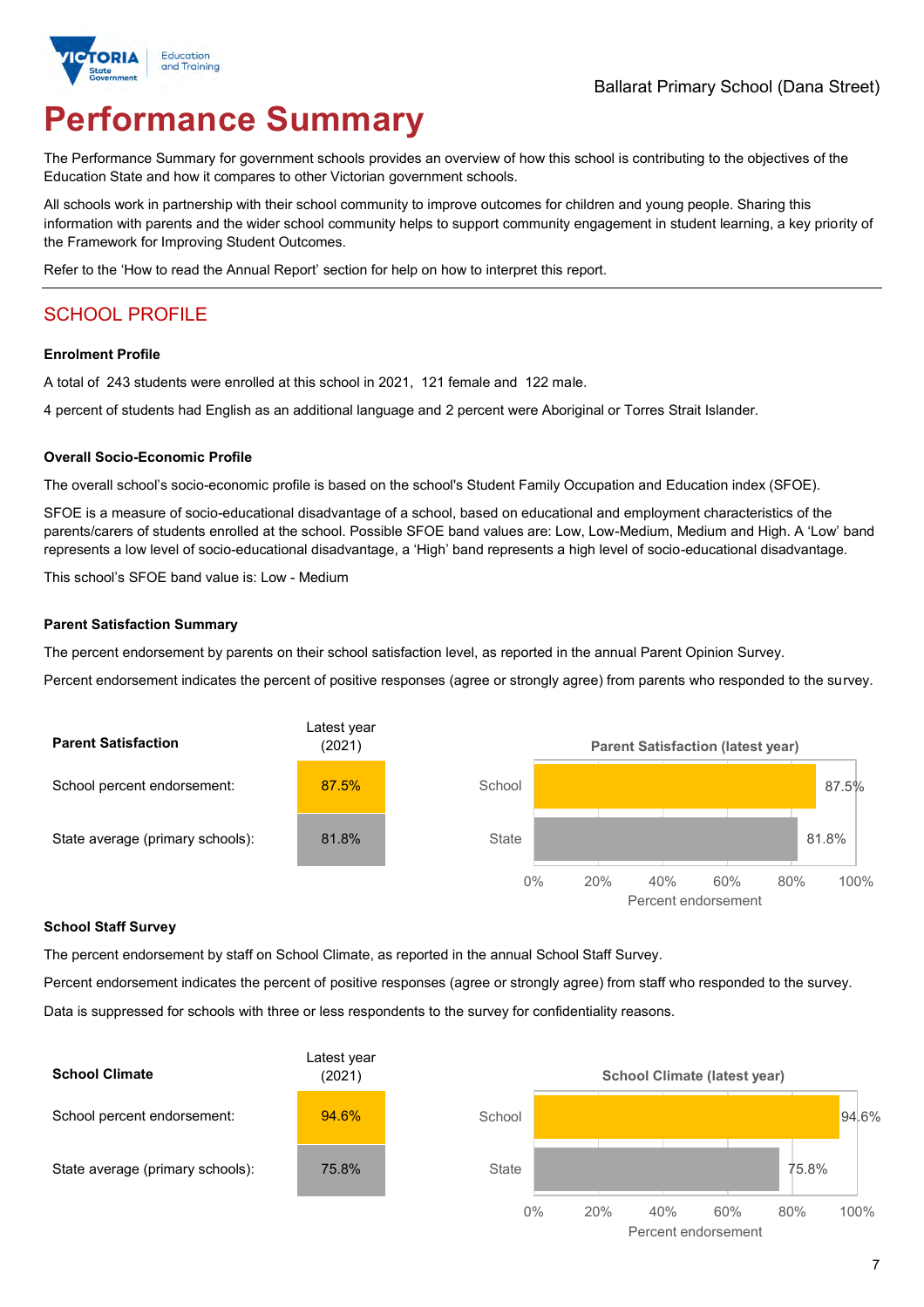# Performance Summary

The Performance Summary for government schools provides an overview of how this school is contributing to the objectives of the Education State and how it compares to other Victorian government schools.

All schools work in partnership with their school community to improve outcomes for children and young people. Sharing this information with parents and the wider school community helps to support community engagement in student learning, a key priority of the Framework for Improving Student Outcomes.

Refer to the 'How to read the Annual Report' section for help on how to interpret this report.

## SCHOOL PROFILE

### Enrolment Profile

A total of 243 students were enrolled at this school in 2021, 121 female and 122 male.

4 percent of students had English as an additional language and 2 percent were Aboriginal or Torres Strait Islander.

### Overall Socio-Economic Profile

The overall school's socio-economic profile is based on the school's Student Family Occupation and Education index (SFOE).

SFOE is a measure of socio-educational disadvantage of a school, based on educational and employment characteristics of the parents/carers of students enrolled at the school. Possible SFOE band values are: Low, Low-Medium, Medium and High. A 'Low' band represents a low level of socio-educational disadvantage, a 'High' band represents a high level of socio-educational disadvantage.

This school's SFOE band value is: Low - Medium

### Parent Satisfaction Summary

The percent endorsement by parents on their school satisfaction level, as reported in the annual Parent Opinion Survey.

Percent endorsement indicates the percent of positive responses (agree or strongly agree) from parents who responded to the survey.

| Parent Satisfaction | Latest year (2021) |
|---|---|
| School percent endorsement: | 87.5% |
| State average (primary schools): | 81.8% |

**Parent Satisfaction (latest year)**

| | Percent endorsement |
|---|---|
| School | 87.5% |
| State | 81.8% |

### School Staff Survey

The percent endorsement by staff on School Climate, as reported in the annual School Staff Survey.

Percent endorsement indicates the percent of positive responses (agree or strongly agree) from staff who responded to the survey.

Data is suppressed for schools with three or less respondents to the survey for confidentiality reasons.

| School Climate | Latest year (2021) |
|---|---|
| School percent endorsement: | 94.6% |
| State average (primary schools): | 75.8% |

**School Climate (latest year)**

| | Percent endorsement |
|---|---|
| School | 94.6% |
| State | 75.8% |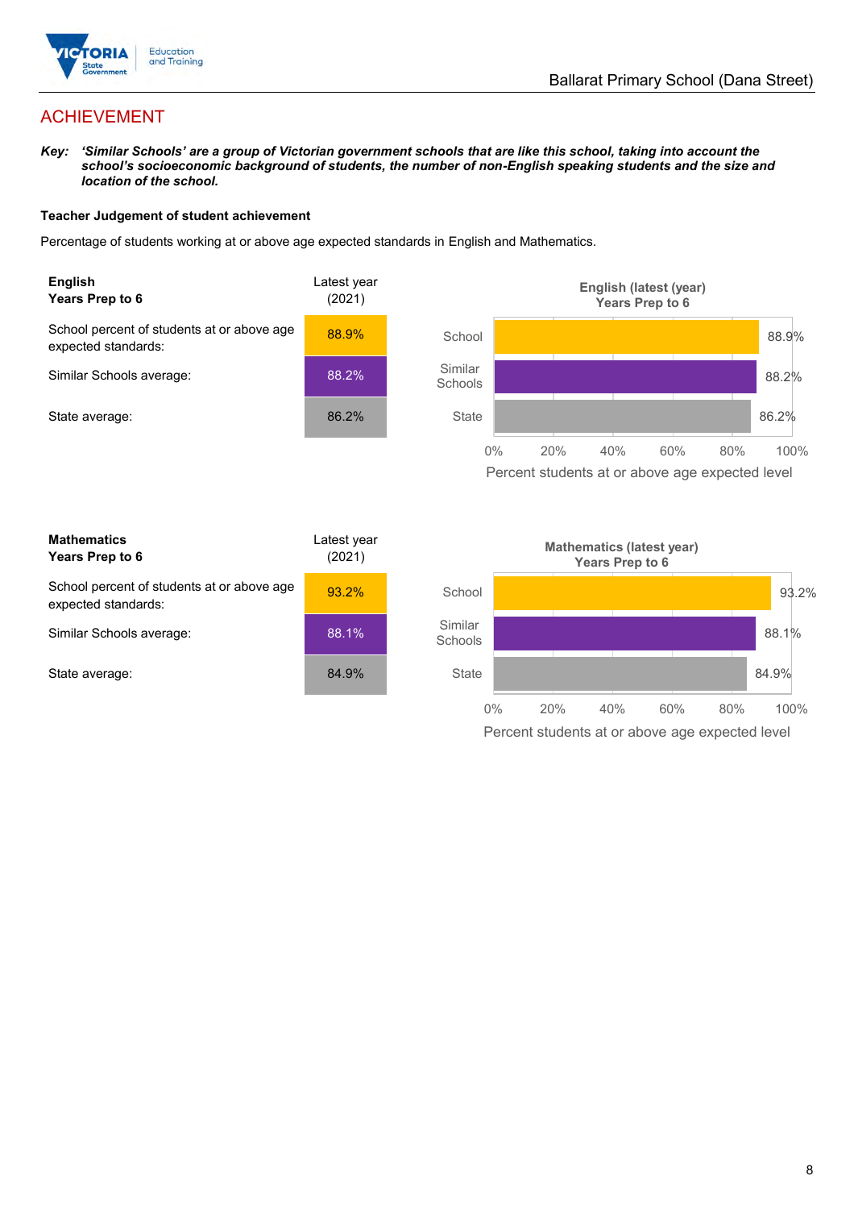# ACHIEVEMENT

***Key:*** ***'Similar Schools' are a group of Victorian government schools that are like this school, taking into account the school's socioeconomic background of students, the number of non-English speaking students and the size and location of the school.***

**Teacher Judgement of student achievement**

Percentage of students working at or above age expected standards in English and Mathematics.

| **English** **Years Prep to 6** | Latest year (2021) |
|---|---|
| School percent of students at or above age expected standards: | 88.9% |
| Similar Schools average: | 88.2% |
| State average: | 86.2% |

| **Mathematics** **Years Prep to 6** | Latest year (2021) |
|---|---|
| School percent of students at or above age expected standards: | 93.2% |
| Similar Schools average: | 88.1% |
| State average: | 84.9% |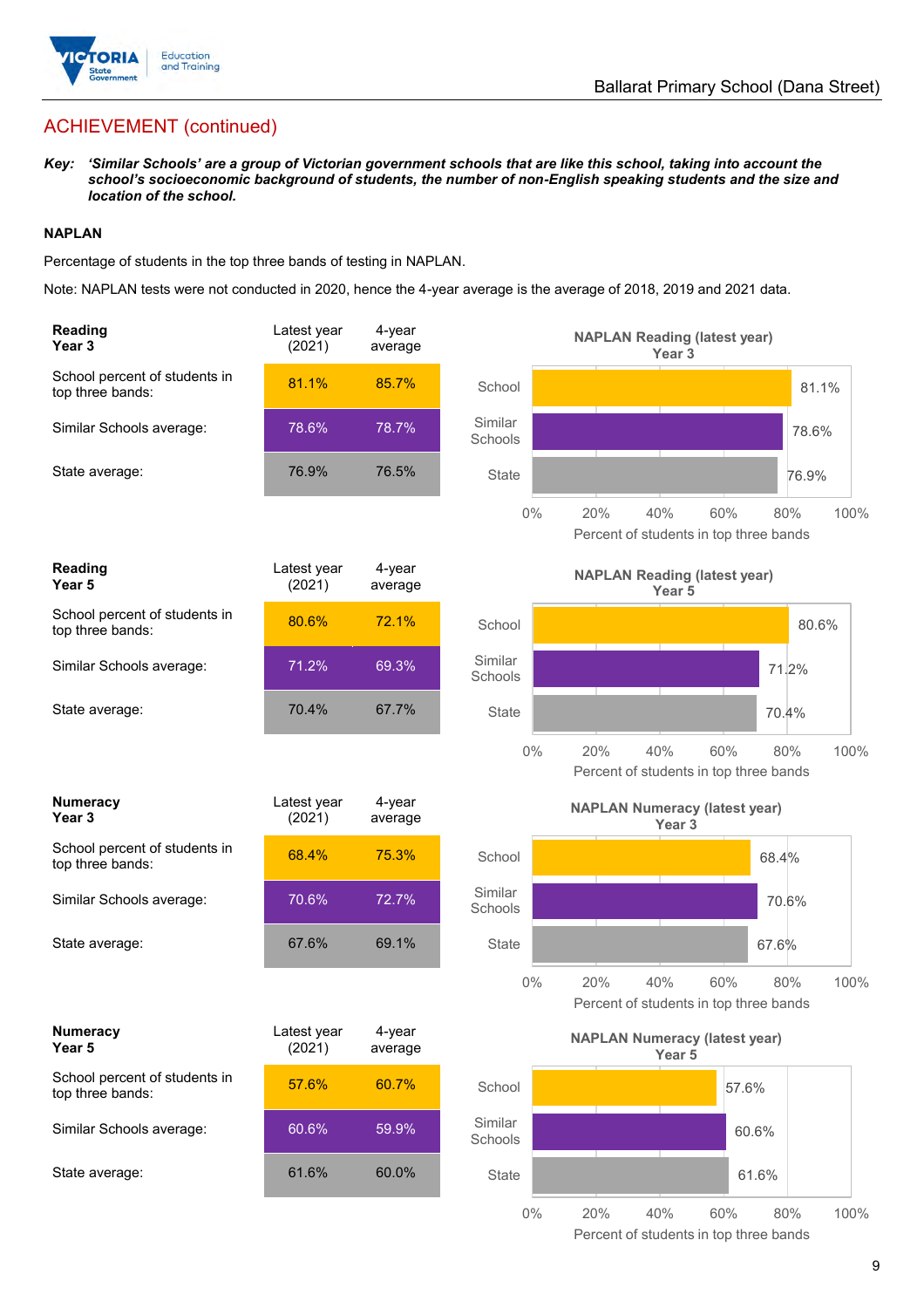## ACHIEVEMENT (continued)

***Key:** 'Similar Schools' are a group of Victorian government schools that are like this school, taking into account the school's socioeconomic background of students, the number of non-English speaking students and the size and location of the school.*

**NAPLAN**

Percentage of students in the top three bands of testing in NAPLAN.

Note: NAPLAN tests were not conducted in 2020, hence the 4-year average is the average of 2018, 2019 and 2021 data.

| **Reading Year 3** | Latest year (2021) | 4-year average |
|---|---|---|
| School percent of students in top three bands: | 81.1% | 85.7% |
| Similar Schools average: | 78.6% | 78.7% |
| State average: | 76.9% | 76.5% |

**NAPLAN Reading (latest year) Year 3**

| | Percent of students in top three bands |
|---|---|
| School | 81.1% |
| Similar Schools | 78.6% |
| State | 76.9% |

| **Reading Year 5** | Latest year (2021) | 4-year average |
|---|---|---|
| School percent of students in top three bands: | 80.6% | 72.1% |
| Similar Schools average: | 71.2% | 69.3% |
| State average: | 70.4% | 67.7% |

**NAPLAN Reading (latest year) Year 5**

| | Percent of students in top three bands |
|---|---|
| School | 80.6% |
| Similar Schools | 71.2% |
| State | 70.4% |

| **Numeracy Year 3** | Latest year (2021) | 4-year average |
|---|---|---|
| School percent of students in top three bands: | 68.4% | 75.3% |
| Similar Schools average: | 70.6% | 72.7% |
| State average: | 67.6% | 69.1% |

**NAPLAN Numeracy (latest year) Year 3**

| | Percent of students in top three bands |
|---|---|
| School | 68.4% |
| Similar Schools | 70.6% |
| State | 67.6% |

| **Numeracy Year 5** | Latest year (2021) | 4-year average |
|---|---|---|
| School percent of students in top three bands: | 57.6% | 60.7% |
| Similar Schools average: | 60.6% | 59.9% |
| State average: | 61.6% | 60.0% |

**NAPLAN Numeracy (latest year) Year 5**

| | Percent of students in top three bands |
|---|---|
| School | 57.6% |
| Similar Schools | 60.6% |
| State | 61.6% |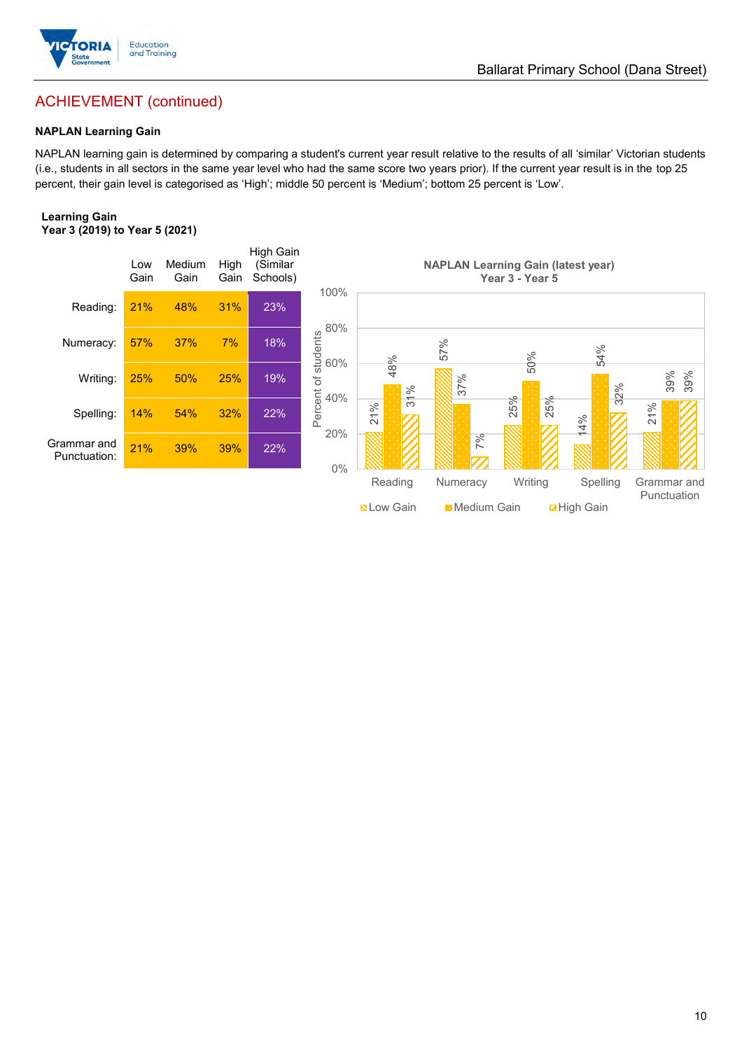## ACHIEVEMENT (continued)

**NAPLAN Learning Gain**

NAPLAN learning gain is determined by comparing a student's current year result relative to the results of all 'similar' Victorian students (i.e., students in all sectors in the same year level who had the same score two years prior). If the current year result is in the top 25 percent, their gain level is categorised as 'High'; middle 50 percent is 'Medium'; bottom 25 percent is 'Low'.

**Learning Gain**
**Year 3 (2019) to Year 5 (2021)**

| | Low Gain | Medium Gain | High Gain | High Gain (Similar Schools) |
|---|---|---|---|---|
| Reading: | 21% | 48% | 31% | 23% |
| Numeracy: | 57% | 37% | 7% | 18% |
| Writing: | 25% | 50% | 25% | 19% |
| Spelling: | 14% | 54% | 32% | 22% |
| Grammar and Punctuation: | 21% | 39% | 39% | 22% |

**NAPLAN Learning Gain (latest year)**
**Year 3 - Year 5**

| | Low Gain | Medium Gain | High Gain |
|---|---|---|---|
| Reading | 21% | 48% | 31% |
| Numeracy | 57% | 37% | 7% |
| Writing | 25% | 50% | 25% |
| Spelling | 14% | 54% | 32% |
| Grammar and Punctuation | 21% | 39% | 39% |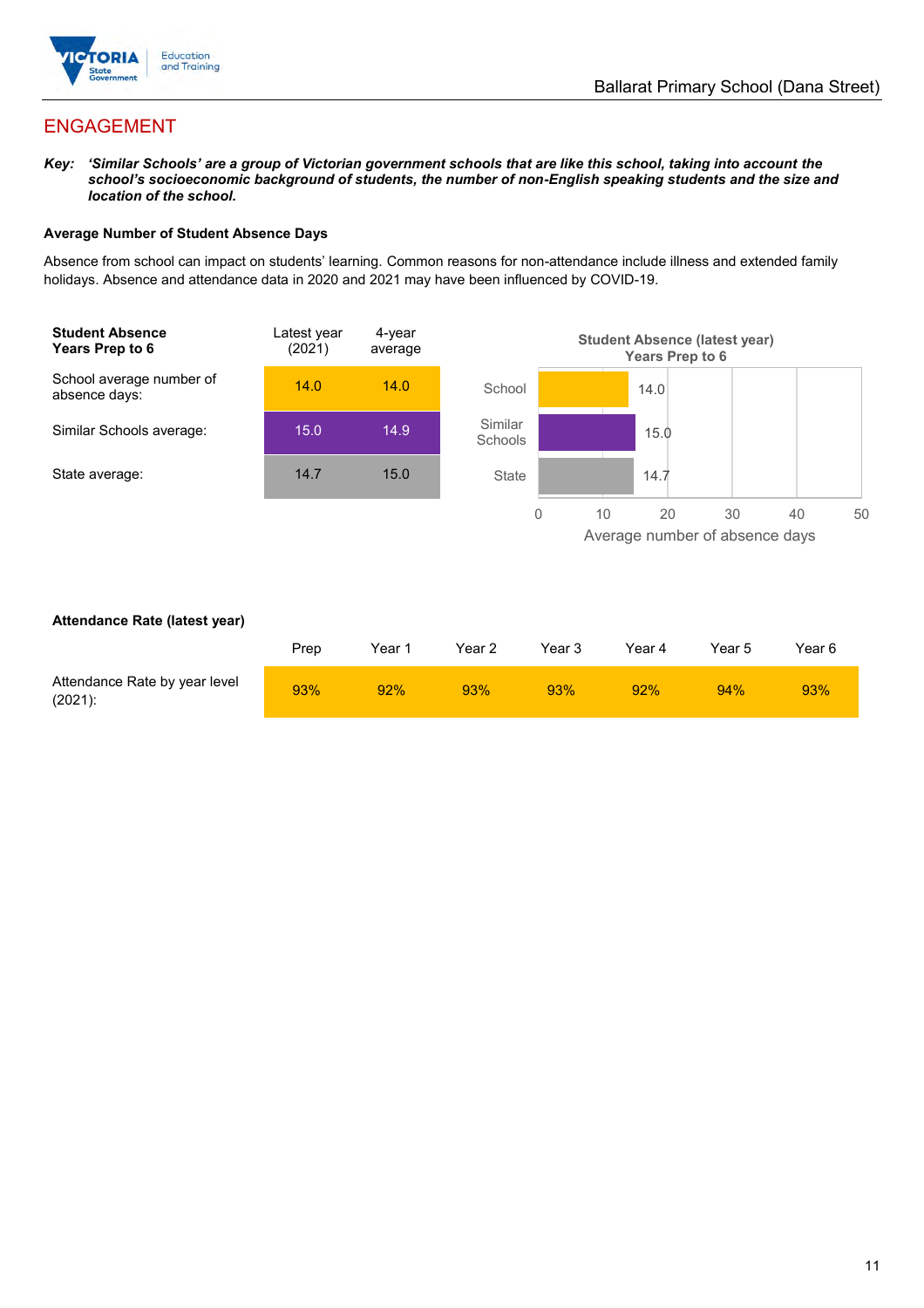# ENGAGEMENT

***Key:** 'Similar Schools' are a group of Victorian government schools that are like this school, taking into account the school's socioeconomic background of students, the number of non-English speaking students and the size and location of the school.*

**Average Number of Student Absence Days**

Absence from school can impact on students' learning. Common reasons for non-attendance include illness and extended family holidays. Absence and attendance data in 2020 and 2021 may have been influenced by COVID-19.

| **Student Absence Years Prep to 6** | Latest year (2021) | 4-year average |
|---|---|---|
| School average number of absence days: | 14.0 | 14.0 |
| Similar Schools average: | 15.0 | 14.9 |
| State average: | 14.7 | 15.0 |

**Student Absence (latest year) Years Prep to 6**

| | Average number of absence days |
|---|---|
| School | 14.0 |
| Similar Schools | 15.0 |
| State | 14.7 |

**Attendance Rate (latest year)**

| | Prep | Year 1 | Year 2 | Year 3 | Year 4 | Year 5 | Year 6 |
|---|---|---|---|---|---|---|---|
| Attendance Rate by year level (2021): | 93% | 92% | 93% | 93% | 92% | 94% | 93% |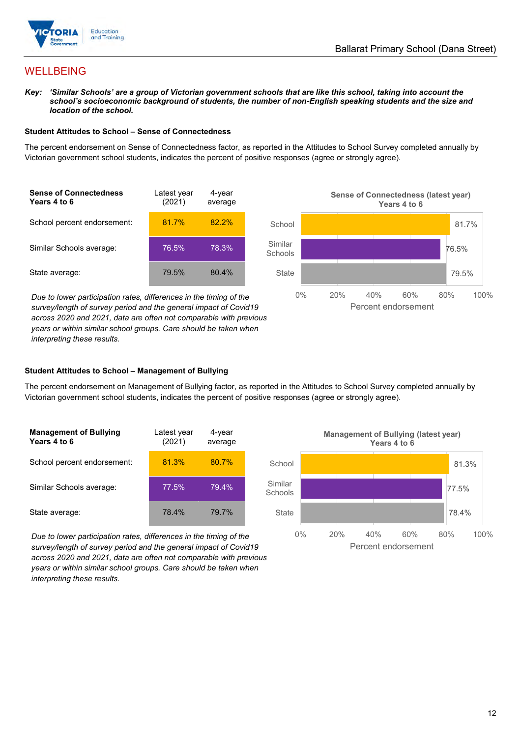# WELLBEING

***Key:*** ***'Similar Schools' are a group of Victorian government schools that are like this school, taking into account the school's socioeconomic background of students, the number of non-English speaking students and the size and location of the school.***

**Student Attitudes to School – Sense of Connectedness**

The percent endorsement on Sense of Connectedness factor, as reported in the Attitudes to School Survey completed annually by Victorian government school students, indicates the percent of positive responses (agree or strongly agree).

| **Sense of Connectedness Years 4 to 6** | Latest year (2021) | 4-year average |
|---|---|---|
| School percent endorsement: | 81.7% | 82.2% |
| Similar Schools average: | 76.5% | 78.3% |
| State average: | 79.5% | 80.4% |

*Due to lower participation rates, differences in the timing of the survey/length of survey period and the general impact of Covid19 across 2020 and 2021, data are often not comparable with previous years or within similar school groups. Care should be taken when interpreting these results.*

**Sense of Connectedness (latest year) Years 4 to 6**

| | Percent endorsement |
|---|---|
| School | 81.7% |
| Similar Schools | 76.5% |
| State | 79.5% |

**Student Attitudes to School – Management of Bullying**

The percent endorsement on Management of Bullying factor, as reported in the Attitudes to School Survey completed annually by Victorian government school students, indicates the percent of positive responses (agree or strongly agree).

| **Management of Bullying Years 4 to 6** | Latest year (2021) | 4-year average |
|---|---|---|
| School percent endorsement: | 81.3% | 80.7% |
| Similar Schools average: | 77.5% | 79.4% |
| State average: | 78.4% | 79.7% |

*Due to lower participation rates, differences in the timing of the survey/length of survey period and the general impact of Covid19 across 2020 and 2021, data are often not comparable with previous years or within similar school groups. Care should be taken when interpreting these results.*

**Management of Bullying (latest year) Years 4 to 6**

| | Percent endorsement |
|---|---|
| School | 81.3% |
| Similar Schools | 77.5% |
| State | 78.4% |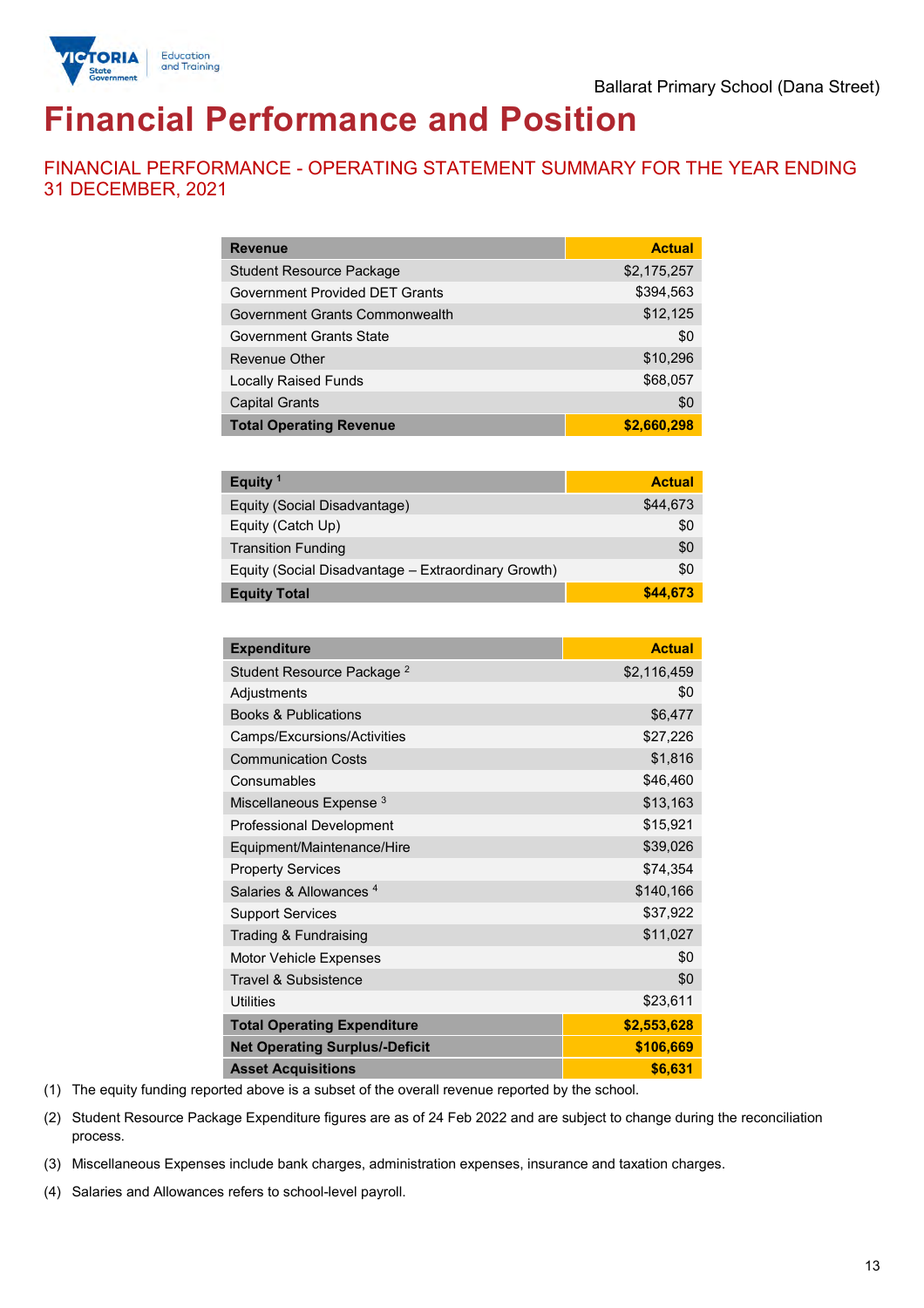Ballarat Primary School (Dana Street)

# Financial Performance and Position

## FINANCIAL PERFORMANCE - OPERATING STATEMENT SUMMARY FOR THE YEAR ENDING 31 DECEMBER, 2021

| Revenue | Actual |
|---|---|
| Student Resource Package | $2,175,257 |
| Government Provided DET Grants | $394,563 |
| Government Grants Commonwealth | $12,125 |
| Government Grants State | $0 |
| Revenue Other | $10,296 |
| Locally Raised Funds | $68,057 |
| Capital Grants | $0 |
| **Total Operating Revenue** | **$2,660,298** |

| Equity [1] | Actual |
|---|---|
| Equity (Social Disadvantage) | $44,673 |
| Equity (Catch Up) | $0 |
| Transition Funding | $0 |
| Equity (Social Disadvantage – Extraordinary Growth) | $0 |
| **Equity Total** | **$44,673** |

| Expenditure | Actual |
|---|---|
| Student Resource Package [2] | $2,116,459 |
| Adjustments | $0 |
| Books & Publications | $6,477 |
| Camps/Excursions/Activities | $27,226 |
| Communication Costs | $1,816 |
| Consumables | $46,460 |
| Miscellaneous Expense [3] | $13,163 |
| Professional Development | $15,921 |
| Equipment/Maintenance/Hire | $39,026 |
| Property Services | $74,354 |
| Salaries & Allowances [4] | $140,166 |
| Support Services | $37,922 |
| Trading & Fundraising | $11,027 |
| Motor Vehicle Expenses | $0 |
| Travel & Subsistence | $0 |
| Utilities | $23,611 |
| **Total Operating Expenditure** | **$2,553,628** |
| **Net Operating Surplus/-Deficit** | **$106,669** |
| **Asset Acquisitions** | **$6,631** |

(1) The equity funding reported above is a subset of the overall revenue reported by the school.

(2) Student Resource Package Expenditure figures are as of 24 Feb 2022 and are subject to change during the reconciliation process.

(3) Miscellaneous Expenses include bank charges, administration expenses, insurance and taxation charges.

(4) Salaries and Allowances refers to school-level payroll.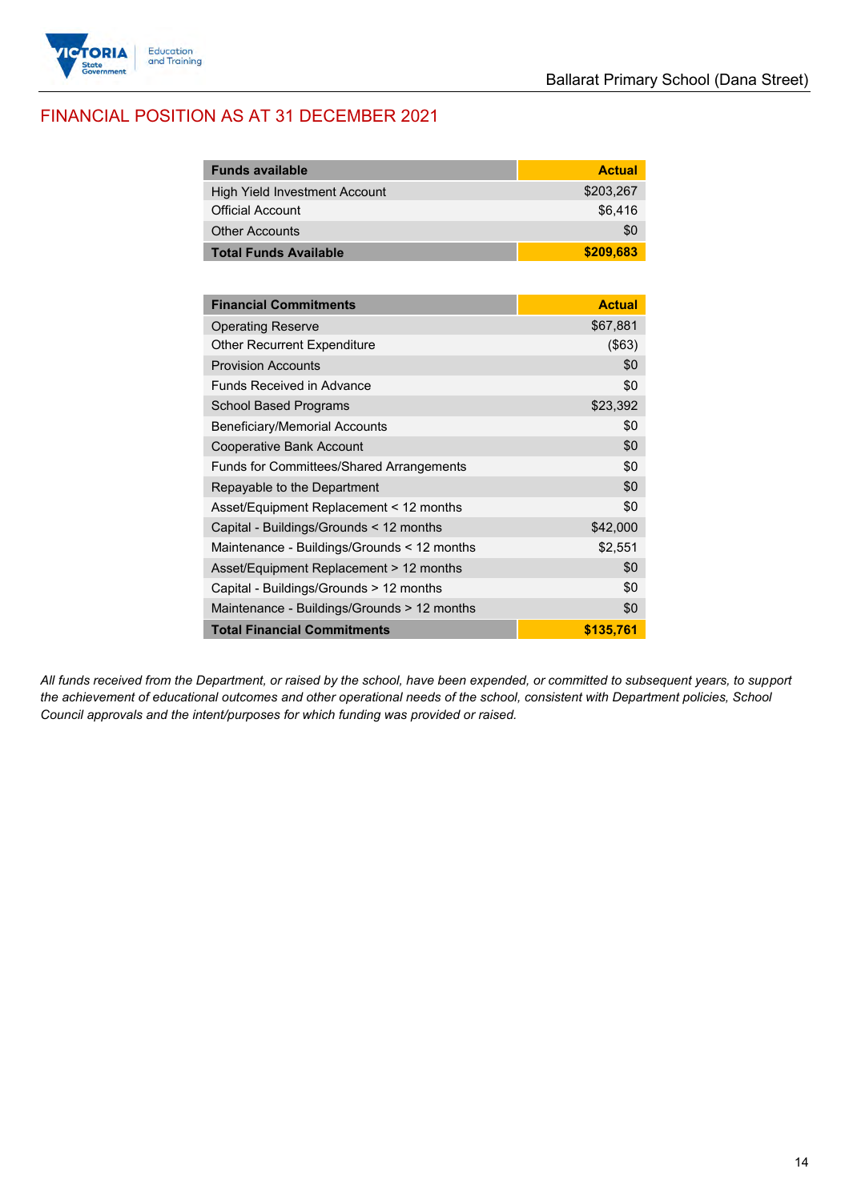# FINANCIAL POSITION AS AT 31 DECEMBER 2021

| Funds available | Actual |
|---|---|
| High Yield Investment Account | $203,267 |
| Official Account | $6,416 |
| Other Accounts | $0 |
| **Total Funds Available** | **$209,683** |

| Financial Commitments | Actual |
|---|---|
| Operating Reserve | $67,881 |
| Other Recurrent Expenditure | ($63) |
| Provision Accounts | $0 |
| Funds Received in Advance | $0 |
| School Based Programs | $23,392 |
| Beneficiary/Memorial Accounts | $0 |
| Cooperative Bank Account | $0 |
| Funds for Committees/Shared Arrangements | $0 |
| Repayable to the Department | $0 |
| Asset/Equipment Replacement < 12 months | $0 |
| Capital - Buildings/Grounds < 12 months | $42,000 |
| Maintenance - Buildings/Grounds < 12 months | $2,551 |
| Asset/Equipment Replacement > 12 months | $0 |
| Capital - Buildings/Grounds > 12 months | $0 |
| Maintenance - Buildings/Grounds > 12 months | $0 |
| **Total Financial Commitments** | **$135,761** |

*All funds received from the Department, or raised by the school, have been expended, or committed to subsequent years, to support the achievement of educational outcomes and other operational needs of the school, consistent with Department policies, School Council approvals and the intent/purposes for which funding was provided or raised.*